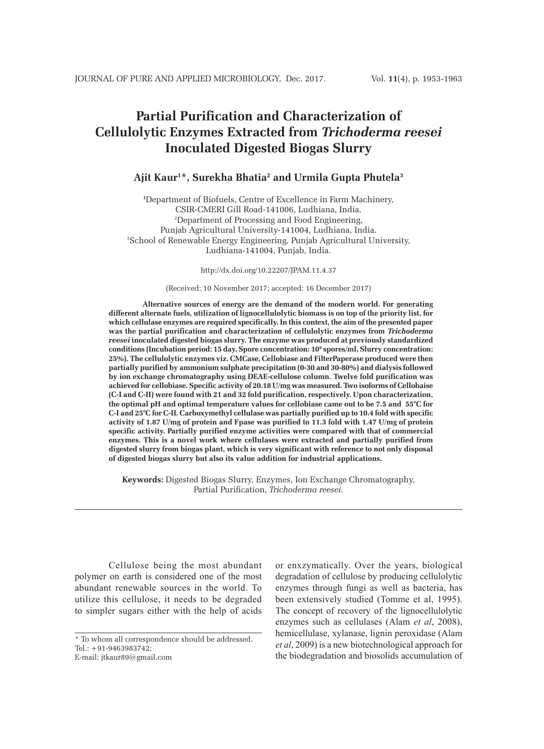# Partial Purification and Characterization of Cellulolytic Enzymes Extracted from *Trichoderma reesei* Inoculated Digested Biogas Slurry

**Ajit Kaur[1]*, Surekha Bhatia[2] and Urmila Gupta Phutela[3]**

[1]Department of Biofuels, Centre of Excellence in Farm Machinery, CSIR-CMERI Gill Road-141006, Ludhiana, India.
[2]Department of Processing and Food Engineering, Punjab Agricultural University-141004, Ludhiana, India.
[3]School of Renewable Energy Engineering, Punjab Agricultural University, Ludhiana-141004, Punjab, India.

http://dx.doi.org/10.22207/JPAM.11.4.37

(Received: 10 November 2017; accepted: 16 December 2017)

**Alternative sources of energy are the demand of the modern world. For generating different alternate fuels, utilization of lignocellulolytic biomass is on top of the priority list, for which cellulase enzymes are required specifically. In this context, the aim of the presented paper was the partial purification and characterization of cellulolytic enzymes from *Trichoderma reesei* inoculated digested biogas slurry. The enzyme was produced at previously standardized conditions (Incubation period: 15 day, Spore concentration: $10^8$ spores/ml, Slurry concentration: 25%). The cellulolytic enzymes viz. CMCase, Cellobiase and FilterPaperase produced were then partially purified by ammonium sulphate precipitation (0-30 and 30-80%) and dialysis followed by ion exchange chromatography using DEAE-cellulose column. Twelve fold purification was achieved for cellobiase. Specific activity of 20.18 U/mg was measured. Two isoforms of Cellobaise (C-I and C-II) were found with 21 and 32 fold purification, respectively. Upon characterization, the optimal pH and optimal temperature values for cellobiase came out to be 7.5 and 55°C for C-I and 25°C for C-II. Carboxymethyl cellulase was partially purified up to 10.4 fold with specific activity of 1.87 U/mg of protein and Fpase was purified to 11.3 fold with 1.47 U/mg of protein specific activity. Partially purified enzyme activities were compared with that of commercial enzymes. This is a novel work where cellulases were extracted and partially purified from digested slurry from biogas plant, which is very significant with reference to not only disposal of digested biogas slurry but also its value addition for industrial applications.**

**Keywords:** Digested Biogas Slurry, Enzymes, Ion Exchange Chromatography, Partial Purification, *Trichoderma reesei.*

---

Cellulose being the most abundant polymer on earth is considered one of the most abundant renewable sources in the world. To utilize this cellulose, it needs to be degraded to simpler sugars either with the help of acids or enxzymatically. Over the years, biological degradation of cellulose by producing cellulolytic enzymes through fungi as well as bacteria, has been extensively studied (Tomme et al, 1995). The concept of recovery of the lignocellulolytic enzymes such as cellulases (Alam *et al*, 2008), hemicellulase, xylanase, lignin peroxidase (Alam *et al*, 2009) is a new biotechnological approach for the biodegradation and biosolids accumulation of

* To whom all correspondence should be addressed.
Tel.: +91-9463983742;
E-mail: jtkaur89@gmail.com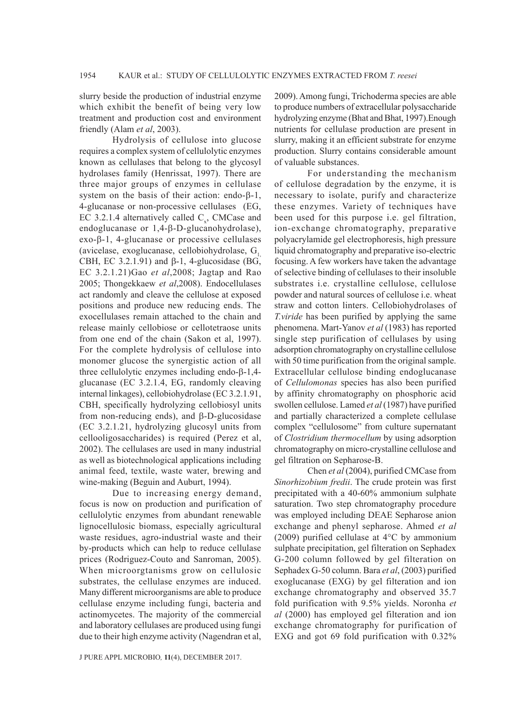slurry beside the production of industrial enzyme which exhibit the benefit of being very low treatment and production cost and environment friendly (Alam *et al*, 2003).

Hydrolysis of cellulose into glucose requires a complex system of cellulolytic enzymes known as cellulases that belong to the glycosyl hydrolases family (Henrissat, 1997). There are three major groups of enzymes in cellulase system on the basis of their action: endo-β-1, 4-glucanase or non-processive cellulases (EG, EC 3.2.1.4 alternatively called $C_x$, CMCase and endoglucanase or 1,4-β-D-glucanohydrolase), exo-β-1, 4-glucanase or processive cellulases (avicelase, exoglucanase, cellobiohydrolase, $G_1$, CBH, EC 3.2.1.91) and β-1, 4-glucosidase (BG, EC 3.2.1.21)Gao *et al*,2008; Jagtap and Rao 2005; Thongekkaew *et al*,2008). Endocellulases act randomly and cleave the cellulose at exposed positions and produce new reducing ends. The exocellulases remain attached to the chain and release mainly cellobiose or cellotetraose units from one end of the chain (Sakon et al, 1997). For the complete hydrolysis of cellulose into monomer glucose the synergistic action of all three cellulolytic enzymes including endo-β-1,4-glucanase (EC 3.2.1.4, EG, randomly cleaving internal linkages), cellobiohydrolase (EC 3.2.1.91, CBH, specifically hydrolyzing cellobiosyl units from non-reducing ends), and β-D-glucosidase (EC 3.2.1.21, hydrolyzing glucosyl units from cellooligosaccharides) is required (Perez et al, 2002). The cellulases are used in many industrial as well as biotechnological applications including animal feed, textile, waste water, brewing and wine-making (Beguin and Auburt, 1994).

Due to increasing energy demand, focus is now on production and purification of cellulolytic enzymes from abundant renewable lignocellulosic biomass, especially agricultural waste residues, agro-industrial waste and their by-products which can help to reduce cellulase prices (Rodriguez-Couto and Sanroman, 2005). When microorgtanisms grow on cellulosic substrates, the cellulase enzymes are induced. Many different microorganisms are able to produce cellulase enzyme including fungi, bacteria and actinomycetes. The majority of the commercial and laboratory cellulases are produced using fungi due to their high enzyme activity (Nagendran et al, 2009). Among fungi, Trichoderma species are able to produce numbers of extracellular polysaccharide hydrolyzing enzyme (Bhat and Bhat, 1997).Enough nutrients for cellulase production are present in slurry, making it an efficient substrate for enzyme production. Slurry contains considerable amount of valuable substances.

For understanding the mechanism of cellulose degradation by the enzyme, it is necessary to isolate, purify and characterize these enzymes. Variety of techniques have been used for this purpose i.e. gel filtration, ion-exchange chromatography, preparative polyacrylamide gel electrophoresis, high pressure liquid chromatography and preparative iso-electric focusing. A few workers have taken the advantage of selective binding of cellulases to their insoluble substrates i.e. crystalline cellulose, cellulose powder and natural sources of cellulose i.e. wheat straw and cotton linters. Cellobiohydrolases of *T.viride* has been purified by applying the same phenomena. Mart-Yanov *et al* (1983) has reported single step purification of cellulases by using adsorption chromatography on crystalline cellulose with 50 time purification from the original sample. Extracellular cellulose binding endoglucanase of *Cellulomonas* species has also been purified by affinity chromatography on phosphoric acid swollen cellulose. Lamed *et al* (1987) have purified and partially characterized a complete cellulase complex "cellulosome" from culture supernatant of *Clostridium thermocellum* by using adsorption chromatography on micro-crystalline cellulose and gel filtration on Sepharose-B.

Chen *et al* (2004), purified CMCase from *Sinorhizobium fredii*. The crude protein was first precipitated with a 40-60% ammonium sulphate saturation. Two step chromatography procedure was employed including DEAE Sepharose anion exchange and phenyl sepharose. Ahmed *et al* (2009) purified cellulase at 4°C by ammonium sulphate precipitation, gel filteration on Sephadex G-200 column followed by gel filteration on Sephadex G-50 column. Bara *et al*, (2003) purified exoglucanase (EXG) by gel filteration and ion exchange chromatography and observed 35.7 fold purification with 9.5% yields. Noronha *et al* (2000) has employed gel filteration and ion exchange chromatography for purification of EXG and got 69 fold purification with 0.32%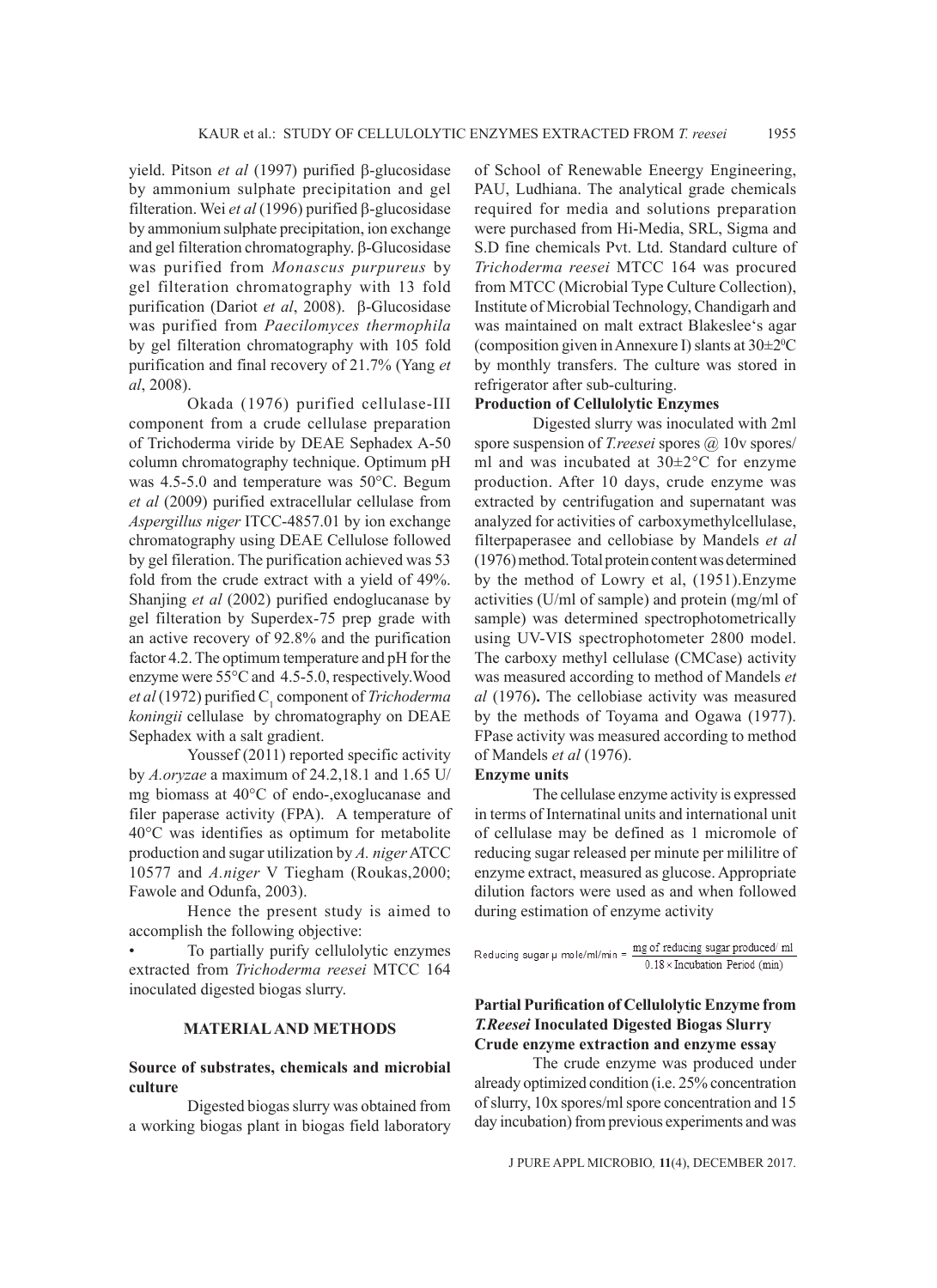yield. Pitson *et al* (1997) purified β-glucosidase by ammonium sulphate precipitation and gel filteration. Wei *et al* (1996) purified β-glucosidase by ammonium sulphate precipitation, ion exchange and gel filteration chromatography. β-Glucosidase was purified from *Monascus purpureus* by gel filteration chromatography with 13 fold purification (Dariot *et al*, 2008). β-Glucosidase was purified from *Paecilomyces thermophila* by gel filteration chromatography with 105 fold purification and final recovery of 21.7% (Yang *et al*, 2008).

Okada (1976) purified cellulase-III component from a crude cellulase preparation of Trichoderma viride by DEAE Sephadex A-50 column chromatography technique. Optimum pH was 4.5-5.0 and temperature was 50°C. Begum *et al* (2009) purified extracellular cellulase from *Aspergillus niger* ITCC-4857.01 by ion exchange chromatography using DEAE Cellulose followed by gel fileration. The purification achieved was 53 fold from the crude extract with a yield of 49%. Shanjing *et al* (2002) purified endoglucanase by gel filteration by Superdex-75 prep grade with an active recovery of 92.8% and the purification factor 4.2. The optimum temperature and pH for the enzyme were 55°C and 4.5-5.0, respectively. Wood *et al* (1972) purified $C_1$ component of *Trichoderma koningii* cellulase by chromatography on DEAE Sephadex with a salt gradient.

Youssef (2011) reported specific activity by *A.oryzae* a maximum of 24.2,18.1 and 1.65 U/mg biomass at 40°C of endo-,exoglucanase and filer paperase activity (FPA). A temperature of 40°C was identifies as optimum for metabolite production and sugar utilization by *A. niger* ATCC 10577 and *A.niger* V Tiegham (Roukas,2000; Fawole and Odunfa, 2003).

Hence the present study is aimed to accomplish the following objective:

- To partially purify cellulolytic enzymes extracted from *Trichoderma reesei* MTCC 164 inoculated digested biogas slurry.

## MATERIAL AND METHODS

### Source of substrates, chemicals and microbial culture

Digested biogas slurry was obtained from a working biogas plant in biogas field laboratory of School of Renewable Eneergy Engineering, PAU, Ludhiana. The analytical grade chemicals required for media and solutions preparation were purchased from Hi-Media, SRL, Sigma and S.D fine chemicals Pvt. Ltd. Standard culture of *Trichoderma reesei* MTCC 164 was procured from MTCC (Microbial Type Culture Collection), Institute of Microbial Technology, Chandigarh and was maintained on malt extract Blakeslee's agar (composition given in Annexure I) slants at 30±2$^0$C by monthly transfers. The culture was stored in refrigerator after sub-culturing.

### Production of Cellulolytic Enzymes

Digested slurry was inoculated with 2ml spore suspension of *T.reesei* spores @ 10v spores/ml and was incubated at 30±2°C for enzyme production. After 10 days, crude enzyme was extracted by centrifugation and supernatant was analyzed for activities of carboxymethylcellulase, filterpaperasee and cellobiase by Mandels *et al* (1976) method. Total protein content was determined by the method of Lowry et al, (1951).Enzyme activities (U/ml of sample) and protein (mg/ml of sample) was determined spectrophotometrically using UV-VIS spectrophotometer 2800 model. The carboxy methyl cellulase (CMCase) activity was measured according to method of Mandels *et al* (1976)**.** The cellobiase activity was measured by the methods of Toyama and Ogawa (1977). FPase activity was measured according to method of Mandels *et al* (1976).

### Enzyme units

The cellulase enzyme activity is expressed in terms of Internatinal units and international unit of cellulase may be defined as 1 micromole of reducing sugar released per minute per mililitre of enzyme extract, measured as glucose. Appropriate dilution factors were used as and when followed during estimation of enzyme activity

$$\text{Reducing sugar } \mu \text{ mole/ml/min} = \frac{\text{mg of reducing sugar produced/ ml}}{0.18 \times \text{Incubation Period (min)}}$$

### Partial Purification of Cellulolytic Enzyme from *T.Reesei* Inoculated Digested Biogas Slurry

### Crude enzyme extraction and enzyme essay

The crude enzyme was produced under already optimized condition (i.e. 25% concentration of slurry, 10x spores/ml spore concentration and 15 day incubation) from previous experiments and was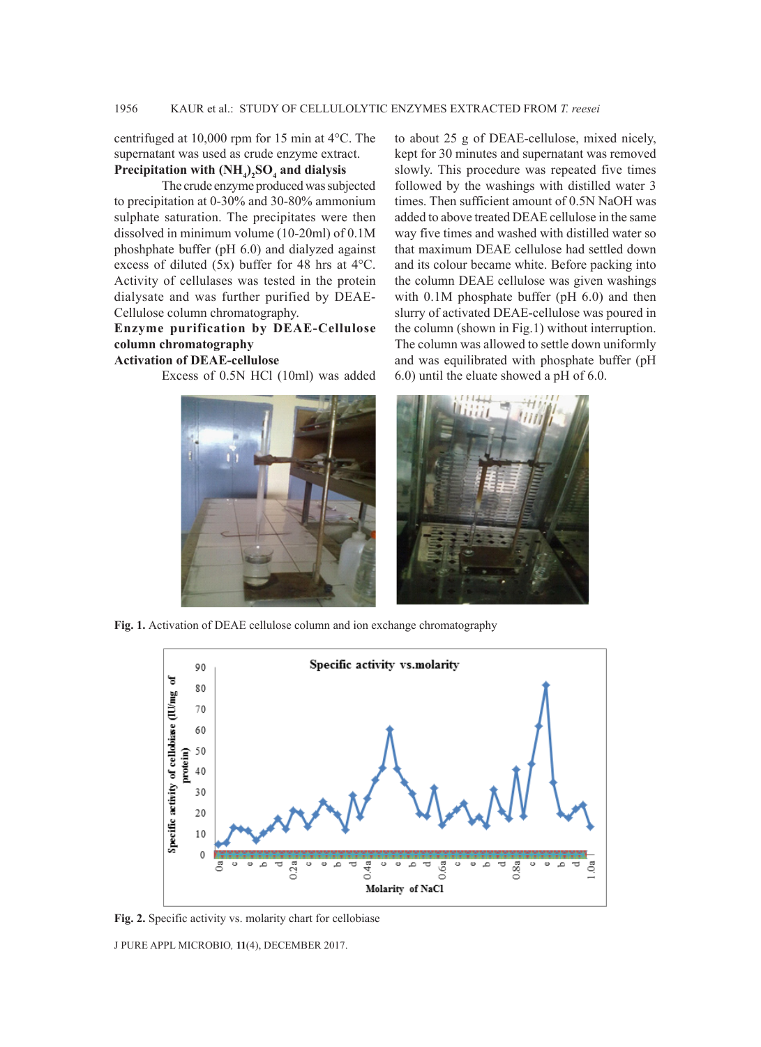centrifuged at 10,000 rpm for 15 min at 4°C. The supernatant was used as crude enzyme extract.

**Precipitation with $(NH_4)_2SO_4$ and dialysis**

The crude enzyme produced was subjected to precipitation at 0-30% and 30-80% ammonium sulphate saturation. The precipitates were then dissolved in minimum volume (10-20ml) of 0.1M phoshphate buffer (pH 6.0) and dialyzed against excess of diluted (5x) buffer for 48 hrs at 4°C. Activity of cellulases was tested in the protein dialysate and was further purified by DEAE-Cellulose column chromatography.

**Enzyme purification by DEAE-Cellulose column chromatography**

**Activation of DEAE-cellulose**

Excess of 0.5N HCl (10ml) was added to about 25 g of DEAE-cellulose, mixed nicely, kept for 30 minutes and supernatant was removed slowly. This procedure was repeated five times followed by the washings with distilled water 3 times. Then sufficient amount of 0.5N NaOH was added to above treated DEAE cellulose in the same way five times and washed with distilled water so that maximum DEAE cellulose had settled down and its colour became white. Before packing into the column DEAE cellulose was given washings with 0.1M phosphate buffer (pH 6.0) and then slurry of activated DEAE-cellulose was poured in the column (shown in Fig.1) without interruption. The column was allowed to settle down uniformly and was equilibrated with phosphate buffer (pH 6.0) until the eluate showed a pH of 6.0.

**Fig. 1.** Activation of DEAE cellulose column and ion exchange chromatography

**Fig. 2.** Specific activity vs. molarity chart for cellobiase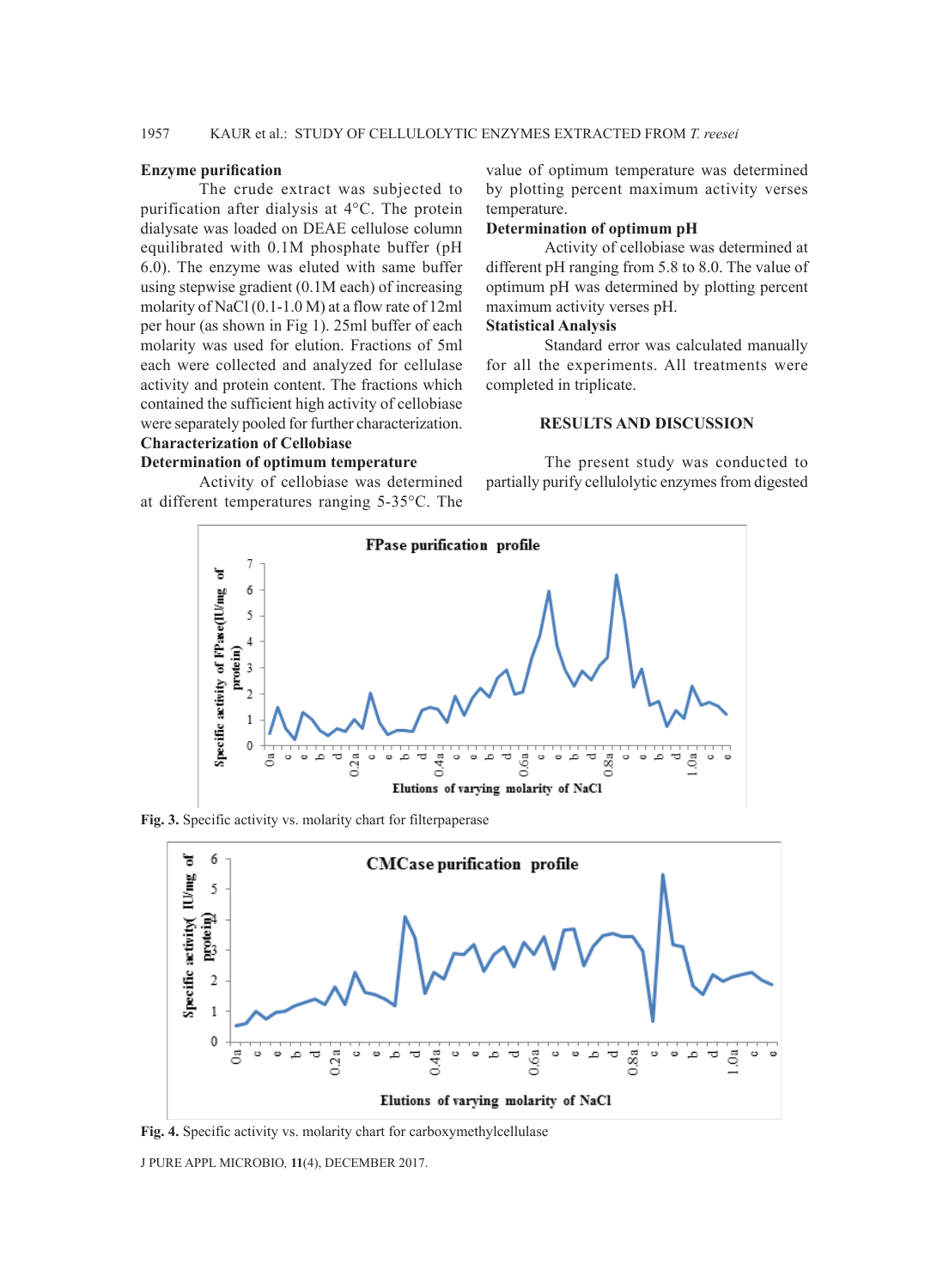**Enzyme purification**

The crude extract was subjected to purification after dialysis at 4°C. The protein dialysate was loaded on DEAE cellulose column equilibrated with 0.1M phosphate buffer (pH 6.0). The enzyme was eluted with same buffer using stepwise gradient (0.1M each) of increasing molarity of NaCl (0.1-1.0 M) at a flow rate of 12ml per hour (as shown in Fig 1). 25ml buffer of each molarity was used for elution. Fractions of 5ml each were collected and analyzed for cellulase activity and protein content. The fractions which contained the sufficient high activity of cellobiase were separately pooled for further characterization.

**Characterization of Cellobiase**

**Determination of optimum temperature**

Activity of cellobiase was determined at different temperatures ranging 5-35°C. The value of optimum temperature was determined by plotting percent maximum activity verses temperature.

**Determination of optimum pH**

Activity of cellobiase was determined at different pH ranging from 5.8 to 8.0. The value of optimum pH was determined by plotting percent maximum activity verses pH.

**Statistical Analysis**

Standard error was calculated manually for all the experiments. All treatments were completed in triplicate.

## RESULTS AND DISCUSSION

The present study was conducted to partially purify cellulolytic enzymes from digested

**Fig. 3.** Specific activity vs. molarity chart for filterpaperase

**Fig. 4.** Specific activity vs. molarity chart for carboxymethylcellulase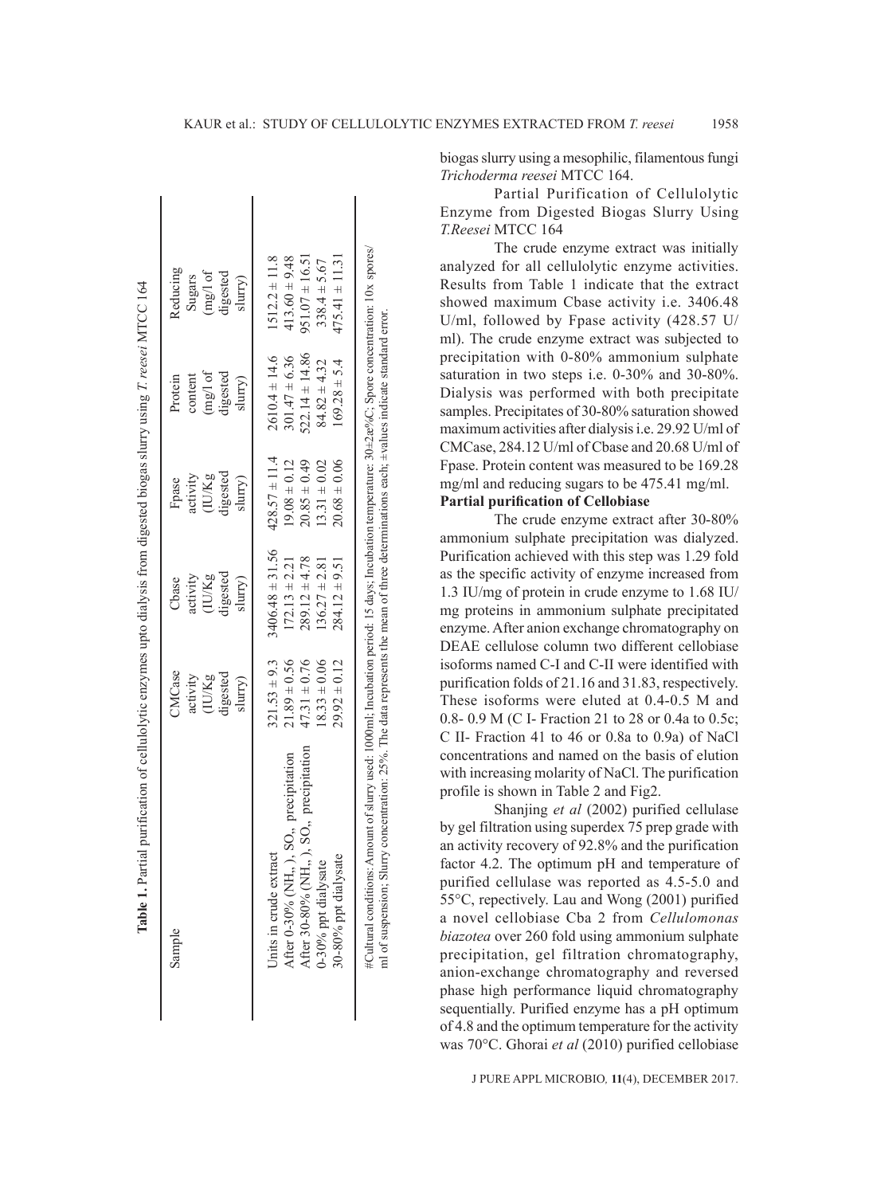**Table 1.** Partial purification of cellulolytic enzymes upto dialysis from digested biogas slurry using *T. reesei* MTCC 164

| Sample | CMCase activity (IU/Kg digested slurry) | Cbase activity (IU/Kg digested slurry) | Fpase activity (IU/Kg digested slurry) | Protein content (mg/l of digested slurry) | Reducing Sugars (mg/l of digested slurry) |
|---|---|---|---|---|---|
| Units in crude extract | 321.53 ± 9.3 | 3406.48 ± 31.56 | 428.57 ± 11.4 | 2610.4 ± 14.6 | 1512.2 ± 11.8 |
| After 0-30% $(NH_4)_2SO_4$ precipitation | 21.89 ± 0.56 | 172.13 ± 2.21 | 19.08 ± 0.12 | 301.47 ± 6.36 | 413.60 ± 9.48 |
| After 30-80% $(NH_4)_2SO_4$ precipitation | 47.31 ± 0.76 | 289.12 ± 4.78 | 20.85 ± 0.49 | 522.14 ± 14.86 | 951.07 ± 16.51 |
| 0-30% ppt dialysate | 18.33 ± 0.06 | 136.27 ± 2.81 | 13.31 ± 0.02 | 84.82 ± 4.32 | 338.4 ± 5.67 |
| 30-80% ppt dialysate | 29.92 ± 0.12 | 284.12 ± 9.51 | 20.68 ± 0.06 | 169.28 ± 5.4 | 475.41 ± 11.31 |

#Cultural conditions: Amount of slurry used: 1000ml; Incubation period: 15 days; Incubation temperature: 30±2æ%C; Spore concentration: 10x spores/ml of suspension; Slurry concentration: 25%. The data represents the mean of three determinations each; ±values indicate standard error.

biogas slurry using a mesophilic, filamentous fungi *Trichoderma reesei* MTCC 164.

Partial Purification of Cellulolytic Enzyme from Digested Biogas Slurry Using *T.Reesei* MTCC 164

The crude enzyme extract was initially analyzed for all cellulolytic enzyme activities. Results from Table 1 indicate that the extract showed maximum Cbase activity i.e. 3406.48 U/ml, followed by Fpase activity (428.57 U/ml). The crude enzyme extract was subjected to precipitation with 0-80% ammonium sulphate saturation in two steps i.e. 0-30% and 30-80%. Dialysis was performed with both precipitate samples. Precipitates of 30-80% saturation showed maximum activities after dialysis i.e. 29.92 U/ml of CMCase, 284.12 U/ml of Cbase and 20.68 U/ml of Fpase. Protein content was measured to be 169.28 mg/ml and reducing sugars to be 475.41 mg/ml.

**Partial purification of Cellobiase**

The crude enzyme extract after 30-80% ammonium sulphate precipitation was dialyzed. Purification achieved with this step was 1.29 fold as the specific activity of enzyme increased from 1.3 IU/mg of protein in crude enzyme to 1.68 IU/mg proteins in ammonium sulphate precipitated enzyme. After anion exchange chromatography on DEAE cellulose column two different cellobiase isoforms named C-I and C-II were identified with purification folds of 21.16 and 31.83, respectively. These isoforms were eluted at 0.4-0.5 M and 0.8- 0.9 M (C I- Fraction 21 to 28 or 0.4a to 0.5c; C II- Fraction 41 to 46 or 0.8a to 0.9a) of NaCl concentrations and named on the basis of elution with increasing molarity of NaCl. The purification profile is shown in Table 2 and Fig2.

Shanjing *et al* (2002) purified cellulase by gel filtration using superdex 75 prep grade with an activity recovery of 92.8% and the purification factor 4.2. The optimum pH and temperature of purified cellulase was reported as 4.5-5.0 and 55°C, respectively. Lau and Wong (2001) purified a novel cellobiase Cba 2 from *Cellulomonas biazotea* over 260 fold using ammonium sulphate precipitation, gel filtration chromatography, anion-exchange chromatography and reversed phase high performance liquid chromatography sequentially. Purified enzyme has a pH optimum of 4.8 and the optimum temperature for the activity was 70°C. Ghorai *et al* (2010) purified cellobiase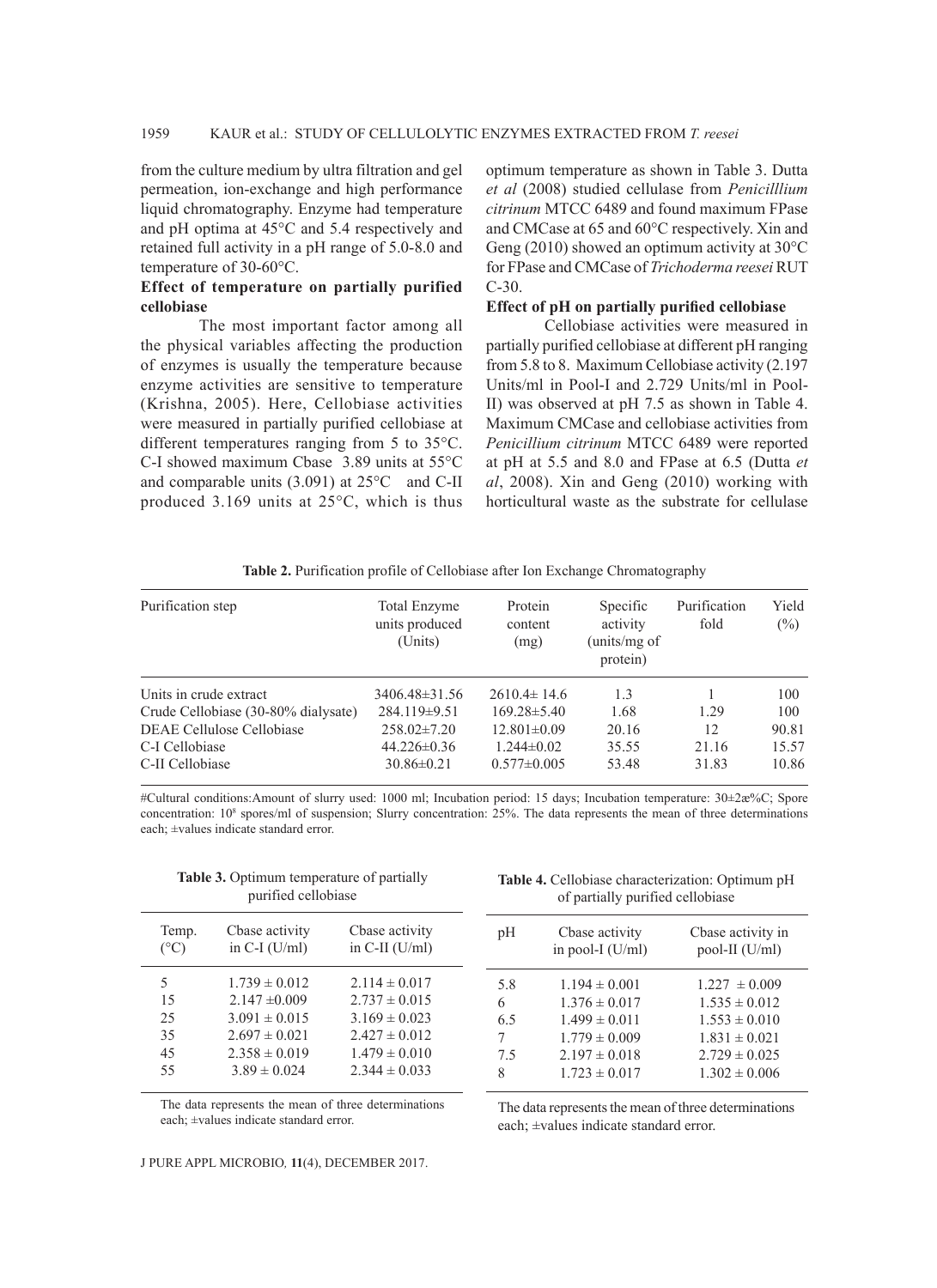from the culture medium by ultra filtration and gel permeation, ion-exchange and high performance liquid chromatography. Enzyme had temperature and pH optima at 45°C and 5.4 respectively and retained full activity in a pH range of 5.0-8.0 and temperature of 30-60°C.

### Effect of temperature on partially purified cellobiase

The most important factor among all the physical variables affecting the production of enzymes is usually the temperature because enzyme activities are sensitive to temperature (Krishna, 2005). Here, Cellobiase activities were measured in partially purified cellobiase at different temperatures ranging from 5 to 35°C. C-I showed maximum Cbase 3.89 units at 55°C and comparable units (3.091) at 25°C and C-II produced 3.169 units at 25°C, which is thus optimum temperature as shown in Table 3. Dutta *et al* (2008) studied cellulase from *Penicilllium citrinum* MTCC 6489 and found maximum FPase and CMCase at 65 and 60°C respectively. Xin and Geng (2010) showed an optimum activity at 30°C for FPase and CMCase of *Trichoderma reesei* RUT C-30.

### Effect of pH on partially purified cellobiase

Cellobiase activities were measured in partially purified cellobiase at different pH ranging from 5.8 to 8. Maximum Cellobiase activity (2.197 Units/ml in Pool-I and 2.729 Units/ml in Pool-II) was observed at pH 7.5 as shown in Table 4. Maximum CMCase and cellobiase activities from *Penicillium citrinum* MTCC 6489 were reported at pH at 5.5 and 8.0 and FPase at 6.5 (Dutta *et al*, 2008). Xin and Geng (2010) working with horticultural waste as the substrate for cellulase

**Table 2.** Purification profile of Cellobiase after Ion Exchange Chromatography

| Purification step | Total Enzyme units produced (Units) | Protein content (mg) | Specific activity (units/mg of protein) | Purification fold | Yield (%) |
|---|---|---|---|---|---|
| Units in crude extract | 3406.48±31.56 | 2610.4± 14.6 | 1.3 | 1 | 100 |
| Crude Cellobiase (30-80% dialysate) | 284.119±9.51 | 169.28±5.40 | 1.68 | 1.29 | 100 |
| DEAE Cellulose Cellobiase | 258.02±7.20 | 12.801±0.09 | 20.16 | 12 | 90.81 |
| C-I Cellobiase | 44.226±0.36 | 1.244±0.02 | 35.55 | 21.16 | 15.57 |
| C-II Cellobiase | 30.86±0.21 | 0.577±0.005 | 53.48 | 31.83 | 10.86 |

#Cultural conditions:Amount of slurry used: 1000 ml; Incubation period: 15 days; Incubation temperature: 30±2æ%C; Spore concentration: $10^8$ spores/ml of suspension; Slurry concentration: 25%. The data represents the mean of three determinations each; ±values indicate standard error.

**Table 3.** Optimum temperature of partially purified cellobiase

| Temp. (°C) | Cbase activity in C-I (U/ml) | Cbase activity in C-II (U/ml) |
|---|---|---|
| 5 | 1.739 ± 0.012 | 2.114 ± 0.017 |
| 15 | 2.147 ±0.009 | 2.737 ± 0.015 |
| 25 | 3.091 ± 0.015 | 3.169 ± 0.023 |
| 35 | 2.697 ± 0.021 | 2.427 ± 0.012 |
| 45 | 2.358 ± 0.019 | 1.479 ± 0.010 |
| 55 | 3.89 ± 0.024 | 2.344 ± 0.033 |

The data represents the mean of three determinations each; ±values indicate standard error.

**Table 4.** Cellobiase characterization: Optimum pH of partially purified cellobiase

| pH | Cbase activity in pool-I (U/ml) | Cbase activity in pool-II (U/ml) |
|---|---|---|
| 5.8 | 1.194 ± 0.001 | 1.227 ± 0.009 |
| 6 | 1.376 ± 0.017 | 1.535 ± 0.012 |
| 6.5 | 1.499 ± 0.011 | 1.553 ± 0.010 |
| 7 | 1.779 ± 0.009 | 1.831 ± 0.021 |
| 7.5 | 2.197 ± 0.018 | 2.729 ± 0.025 |
| 8 | 1.723 ± 0.017 | 1.302 ± 0.006 |

The data represents the mean of three determinations each; ±values indicate standard error.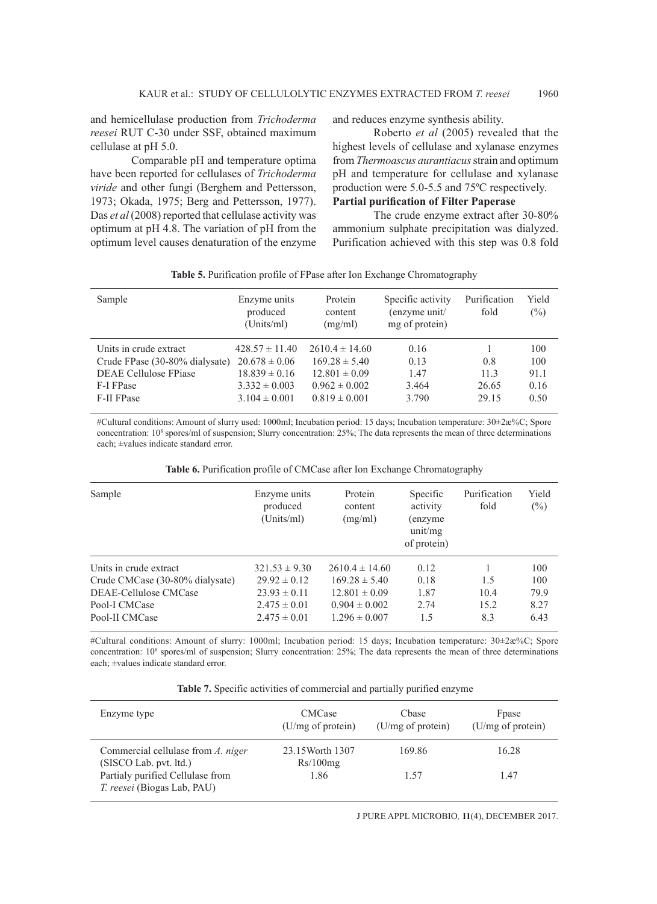and hemicellulase production from *Trichoderma reesei* RUT C-30 under SSF, obtained maximum cellulase at pH 5.0.

Comparable pH and temperature optima have been reported for cellulases of *Trichoderma viride* and other fungi (Berghem and Pettersson, 1973; Okada, 1975; Berg and Pettersson, 1977). Das *et al* (2008) reported that cellulase activity was optimum at pH 4.8. The variation of pH from the optimum level causes denaturation of the enzyme and reduces enzyme synthesis ability.

Roberto *et al* (2005) revealed that the highest levels of cellulase and xylanase enzymes from *Thermoascus aurantiacus* strain and optimum pH and temperature for cellulase and xylanase production were 5.0-5.5 and 75ºC respectively.

**Partial purification of Filter Paperase**

The crude enzyme extract after 30-80% ammonium sulphate precipitation was dialyzed. Purification achieved with this step was 0.8 fold

**Table 5.** Purification profile of FPase after Ion Exchange Chromatography

| Sample | Enzyme units produced (Units/ml) | Protein content (mg/ml) | Specific activity (enzyme unit/ mg of protein) | Purification fold | Yield (%) |
|---|---|---|---|---|---|
| Units in crude extract | 428.57 ± 11.40 | 2610.4 ± 14.60 | 0.16 | 1 | 100 |
| Crude FPase (30-80% dialysate) | 20.678 ± 0.06 | 169.28 ± 5.40 | 0.13 | 0.8 | 100 |
| DEAE Cellulose FPiase | 18.839 ± 0.16 | 12.801 ± 0.09 | 1.47 | 11.3 | 91.1 |
| F-I FPase | 3.332 ± 0.003 | 0.962 ± 0.002 | 3.464 | 26.65 | 0.16 |
| F-II FPase | 3.104 ± 0.001 | 0.819 ± 0.001 | 3.790 | 29.15 | 0.50 |

#Cultural conditions: Amount of slurry used: 1000ml; Incubation period: 15 days; Incubation temperature: 30±2æ%C; Spore concentration: $10^8$ spores/ml of suspension; Slurry concentration: 25%; The data represents the mean of three determinations each; ±values indicate standard error.

**Table 6.** Purification profile of CMCase after Ion Exchange Chromatography

| Sample | Enzyme units produced (Units/ml) | Protein content (mg/ml) | Specific activity (enzyme unit/mg of protein) | Purification fold | Yield (%) |
|---|---|---|---|---|---|
| Units in crude extract | 321.53 ± 9.30 | 2610.4 ± 14.60 | 0.12 | 1 | 100 |
| Crude CMCase (30-80% dialysate) | 29.92 ± 0.12 | 169.28 ± 5.40 | 0.18 | 1.5 | 100 |
| DEAE-Cellulose CMCase | 23.93 ± 0.11 | 12.801 ± 0.09 | 1.87 | 10.4 | 79.9 |
| Pool-I CMCase | 2.475 ± 0.01 | 0.904 ± 0.002 | 2.74 | 15.2 | 8.27 |
| Pool-II CMCase | 2.475 ± 0.01 | 1.296 ± 0.007 | 1.5 | 8.3 | 6.43 |

#Cultural conditions: Amount of slurry: 1000ml; Incubation period: 15 days; Incubation temperature: 30±2æ%C; Spore concentration: $10^8$ spores/ml of suspension; Slurry concentration: 25%; The data represents the mean of three determinations each; ±values indicate standard error.

**Table 7.** Specific activities of commercial and partially purified enzyme

| Enzyme type | CMCase (U/mg of protein) | Cbase (U/mg of protein) | Fpase (U/mg of protein) |
|---|---|---|---|
| Commercial cellulase from *A. niger* (SISCO Lab. pvt. ltd.) | 23.15Worth 1307 Rs/100mg | 169.86 | 16.28 |
| Partialy purified Cellulase from *T. reesei* (Biogas Lab, PAU) | 1.86 | 1.57 | 1.47 |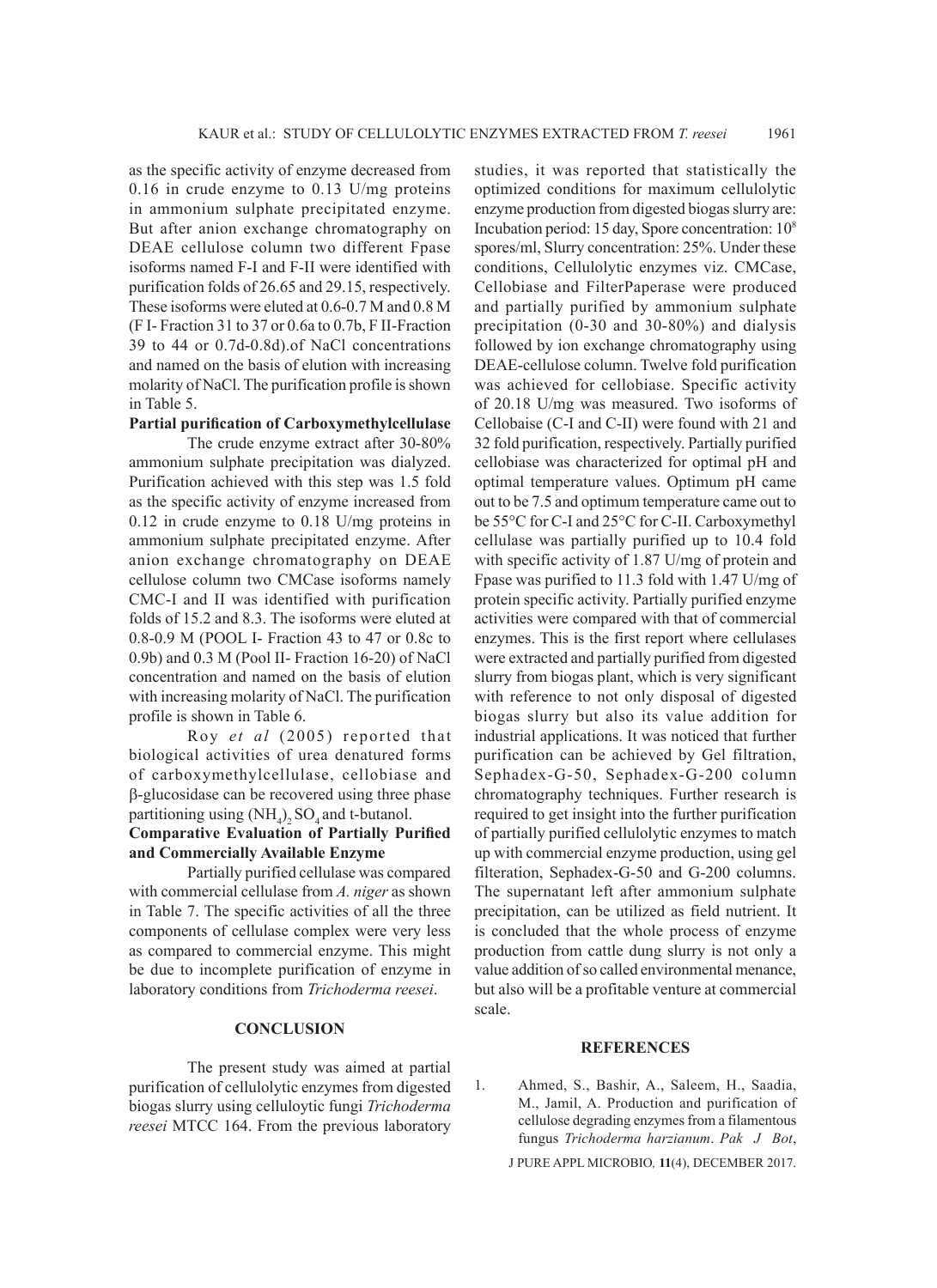as the specific activity of enzyme decreased from 0.16 in crude enzyme to 0.13 U/mg proteins in ammonium sulphate precipitated enzyme. But after anion exchange chromatography on DEAE cellulose column two different Fpase isoforms named F-I and F-II were identified with purification folds of 26.65 and 29.15, respectively. These isoforms were eluted at 0.6-0.7 M and 0.8 M (F I- Fraction 31 to 37 or 0.6a to 0.7b, F II-Fraction 39 to 44 or 0.7d-0.8d).of NaCl concentrations and named on the basis of elution with increasing molarity of NaCl. The purification profile is shown in Table 5.

**Partial purification of Carboxymethylcellulase**

The crude enzyme extract after 30-80% ammonium sulphate precipitation was dialyzed. Purification achieved with this step was 1.5 fold as the specific activity of enzyme increased from 0.12 in crude enzyme to 0.18 U/mg proteins in ammonium sulphate precipitated enzyme. After anion exchange chromatography on DEAE cellulose column two CMCase isoforms namely CMC-I and II was identified with purification folds of 15.2 and 8.3. The isoforms were eluted at 0.8-0.9 M (POOL I- Fraction 43 to 47 or 0.8c to 0.9b) and 0.3 M (Pool II- Fraction 16-20) of NaCl concentration and named on the basis of elution with increasing molarity of NaCl. The purification profile is shown in Table 6.

Roy *et al* (2005) reported that biological activities of urea denatured forms of carboxymethylcellulase, cellobiase and β-glucosidase can be recovered using three phase partitioning using $(NH_4)_2SO_4$ and t-butanol.

**Comparative Evaluation of Partially Purified and Commercially Available Enzyme**

Partially purified cellulase was compared with commercial cellulase from *A. niger* as shown in Table 7. The specific activities of all the three components of cellulase complex were very less as compared to commercial enzyme. This might be due to incomplete purification of enzyme in laboratory conditions from *Trichoderma reesei*.

## CONCLUSION

The present study was aimed at partial purification of cellulolytic enzymes from digested biogas slurry using celluloytic fungi *Trichoderma reesei* MTCC 164. From the previous laboratory studies, it was reported that statistically the optimized conditions for maximum cellulolytic enzyme production from digested biogas slurry are: Incubation period: 15 day, Spore concentration: $10^8$ spores/ml, Slurry concentration: 25%. Under these conditions, Cellulolytic enzymes viz. CMCase, Cellobiase and FilterPaperase were produced and partially purified by ammonium sulphate precipitation (0-30 and 30-80%) and dialysis followed by ion exchange chromatography using DEAE-cellulose column. Twelve fold purification was achieved for cellobiase. Specific activity of 20.18 U/mg was measured. Two isoforms of Cellobaise (C-I and C-II) were found with 21 and 32 fold purification, respectively. Partially purified cellobiase was characterized for optimal pH and optimal temperature values. Optimum pH came out to be 7.5 and optimum temperature came out to be 55°C for C-I and 25°C for C-II. Carboxymethyl cellulase was partially purified up to 10.4 fold with specific activity of 1.87 U/mg of protein and Fpase was purified to 11.3 fold with 1.47 U/mg of protein specific activity. Partially purified enzyme activities were compared with that of commercial enzymes. This is the first report where cellulases were extracted and partially purified from digested slurry from biogas plant, which is very significant with reference to not only disposal of digested biogas slurry but also its value addition for industrial applications. It was noticed that further purification can be achieved by Gel filtration, Sephadex-G-50, Sephadex-G-200 column chromatography techniques. Further research is required to get insight into the further purification of partially purified cellulolytic enzymes to match up with commercial enzyme production, using gel filteration, Sephadex-G-50 and G-200 columns. The supernatant left after ammonium sulphate precipitation, can be utilized as field nutrient. It is concluded that the whole process of enzyme production from cattle dung slurry is not only a value addition of so called environmental menance, but also will be a profitable venture at commercial scale.

## REFERENCES

1. Ahmed, S., Bashir, A., Saleem, H., Saadia, M., Jamil, A. Production and purification of cellulose degrading enzymes from a filamentous fungus *Trichoderma harzianum*. *Pak J Bot*,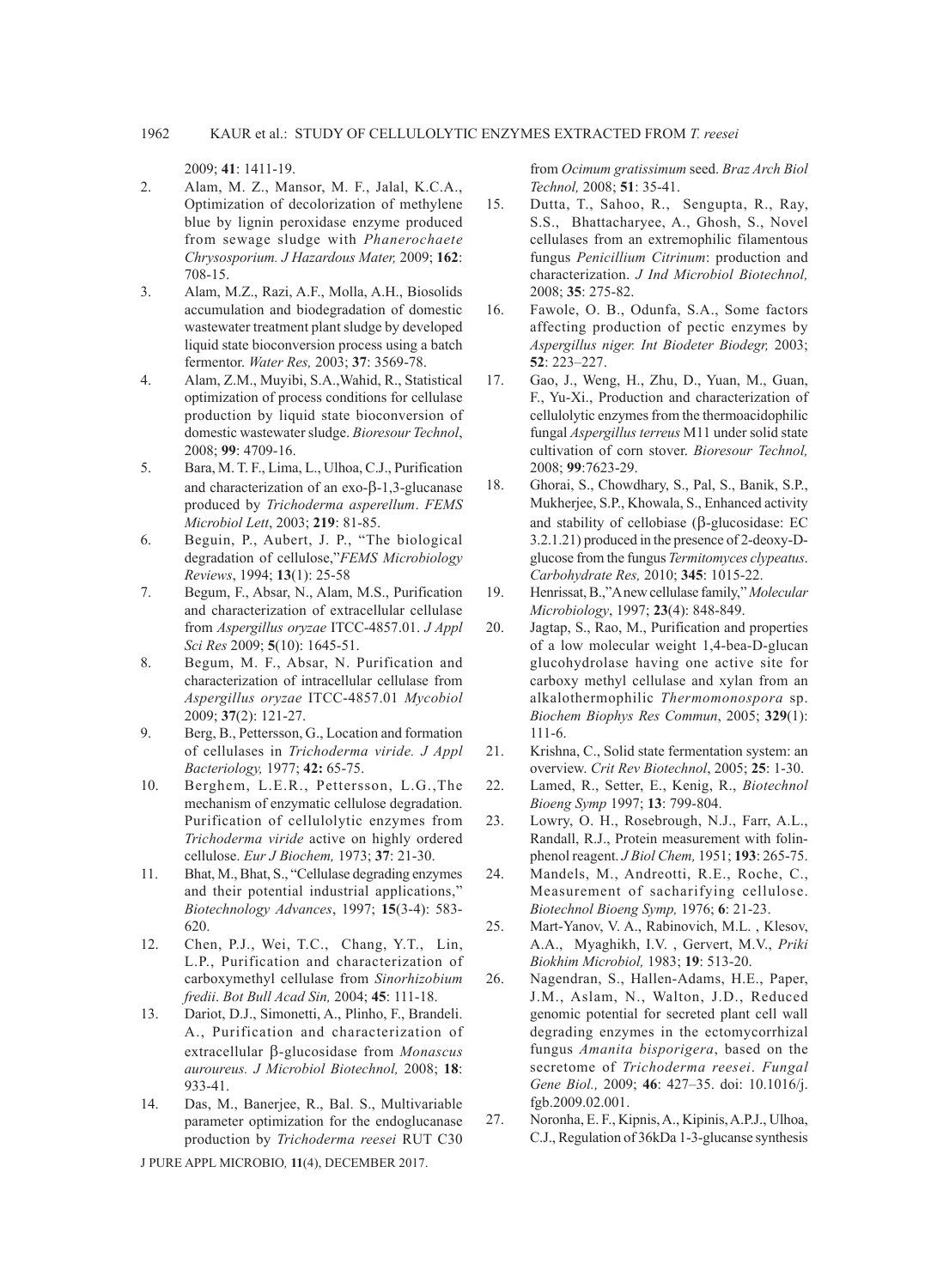2009; **41**: 1411-19.

2. Alam, M. Z., Mansor, M. F., Jalal, K.C.A., Optimization of decolorization of methylene blue by lignin peroxidase enzyme produced from sewage sludge with *Phanerochaete Chrysosporium. J Hazardous Mater,* 2009; **162**: 708-15.
3. Alam, M.Z., Razi, A.F., Molla, A.H., Biosolids accumulation and biodegradation of domestic wastewater treatment plant sludge by developed liquid state bioconversion process using a batch fermentor. *Water Res,* 2003; **37**: 3569-78.
4. Alam, Z.M., Muyibi, S.A.,Wahid, R., Statistical optimization of process conditions for cellulase production by liquid state bioconversion of domestic wastewater sludge. *Bioresour Technol*, 2008; **99**: 4709-16.
5. Bara, M. T. F., Lima, L., Ulhoa, C.J., Purification and characterization of an exo-β-1,3-glucanase produced by *Trichoderma asperellum*. *FEMS Microbiol Lett*, 2003; **219**: 81-85.
6. Beguin, P., Aubert, J. P., "The biological degradation of cellulose,"*FEMS Microbiology Reviews*, 1994; **13**(1): 25-58
7. Begum, F., Absar, N., Alam, M.S., Purification and characterization of extracellular cellulase from *Aspergillus oryzae* ITCC-4857.01. *J Appl Sci Res* 2009; **5**(10): 1645-51.
8. Begum, M. F., Absar, N. Purification and characterization of intracellular cellulase from *Aspergillus oryzae* ITCC-4857.01 *Mycobiol* 2009; **37**(2): 121-27.
9. Berg, B., Pettersson, G., Location and formation of cellulases in *Trichoderma viride. J Appl Bacteriology,* 1977; **42:** 65-75.
10. Berghem, L.E.R., Pettersson, L.G.,The mechanism of enzymatic cellulose degradation. Purification of cellulolytic enzymes from *Trichoderma viride* active on highly ordered cellulose. *Eur J Biochem,* 1973; **37**: 21-30.
11. Bhat, M., Bhat, S., "Cellulase degrading enzymes and their potential industrial applications," *Biotechnology Advances*, 1997; **15**(3-4): 583-620.
12. Chen, P.J., Wei, T.C., Chang, Y.T., Lin, L.P., Purification and characterization of carboxymethyl cellulase from *Sinorhizobium fredii*. *Bot Bull Acad Sin,* 2004; **45**: 111-18.
13. Dariot, D.J., Simonetti, A., Plinho, F., Brandeli. A., Purification and characterization of extracellular β-glucosidase from *Monascus auroureus. J Microbiol Biotechnol,* 2008; **18**: 933-41.
14. Das, M., Banerjee, R., Bal. S., Multivariable parameter optimization for the endoglucanase production by *Trichoderma reesei* RUT C30 from *Ocimum gratissimum* seed. *Braz Arch Biol Technol,* 2008; **51**: 35-41.
15. Dutta, T., Sahoo, R., Sengupta, R., Ray, S.S., Bhattacharyee, A., Ghosh, S., Novel cellulases from an extremophilic filamentous fungus *Penicillium Citrinum*: production and characterization. *J Ind Microbiol Biotechnol,* 2008; **35**: 275-82.
16. Fawole, O. B., Odunfa, S.A., Some factors affecting production of pectic enzymes by *Aspergillus niger. Int Biodeter Biodegr,* 2003; **52**: 223–227.
17. Gao, J., Weng, H., Zhu, D., Yuan, M., Guan, F., Yu-Xi., Production and characterization of cellulolytic enzymes from the thermoacidophilic fungal *Aspergillus terreus* M11 under solid state cultivation of corn stover. *Bioresour Technol,* 2008; **99**:7623-29.
18. Ghorai, S., Chowdhary, S., Pal, S., Banik, S.P., Mukherjee, S.P., Khowala, S., Enhanced activity and stability of cellobiase (β-glucosidase: EC 3.2.1.21) produced in the presence of 2-deoxy-D-glucose from the fungus *Termitomyces clypeatus*. *Carbohydrate Res,* 2010; **345**: 1015-22.
19. Henrissat, B.,"A new cellulase family," *Molecular Microbiology*, 1997; **23**(4): 848-849.
20. Jagtap, S., Rao, M., Purification and properties of a low molecular weight 1,4-bea-D-glucan glucohydrolase having one active site for carboxy methyl cellulase and xylan from an alkalothermophilic *Thermomonospora* sp. *Biochem Biophys Res Commun*, 2005; **329**(1): 111-6.
21. Krishna, C., Solid state fermentation system: an overview. *Crit Rev Biotechnol*, 2005; **25**: 1-30.
22. Lamed, R., Setter, E., Kenig, R., *Biotechnol Bioeng Symp* 1997; **13**: 799-804.
23. Lowry, O. H., Rosebrough, N.J., Farr, A.L., Randall, R.J., Protein measurement with folin-phenol reagent. *J Biol Chem,* 1951; **193**: 265-75.
24. Mandels, M., Andreotti, R.E., Roche, C., Measurement of sacharifying cellulose. *Biotechnol Bioeng Symp,* 1976; **6**: 21-23.
25. Mart-Yanov, V. A., Rabinovich, M.L. , Klesov, A.A., Myaghikh, I.V. , Gervert, M.V., *Priki Biokhim Microbiol,* 1983; **19**: 513-20.
26. Nagendran, S., Hallen-Adams, H.E., Paper, J.M., Aslam, N., Walton, J.D., Reduced genomic potential for secreted plant cell wall degrading enzymes in the ectomycorrhizal fungus *Amanita bisporigera*, based on the secretome of *Trichoderma reesei*. *Fungal Gene Biol.,* 2009; **46**: 427–35. doi: 10.1016/j.fgb.2009.02.001.
27. Noronha, E. F., Kipnis, A., Kipinis, A.P.J., Ulhoa, C.J., Regulation of 36kDa 1-3-glucanse synthesis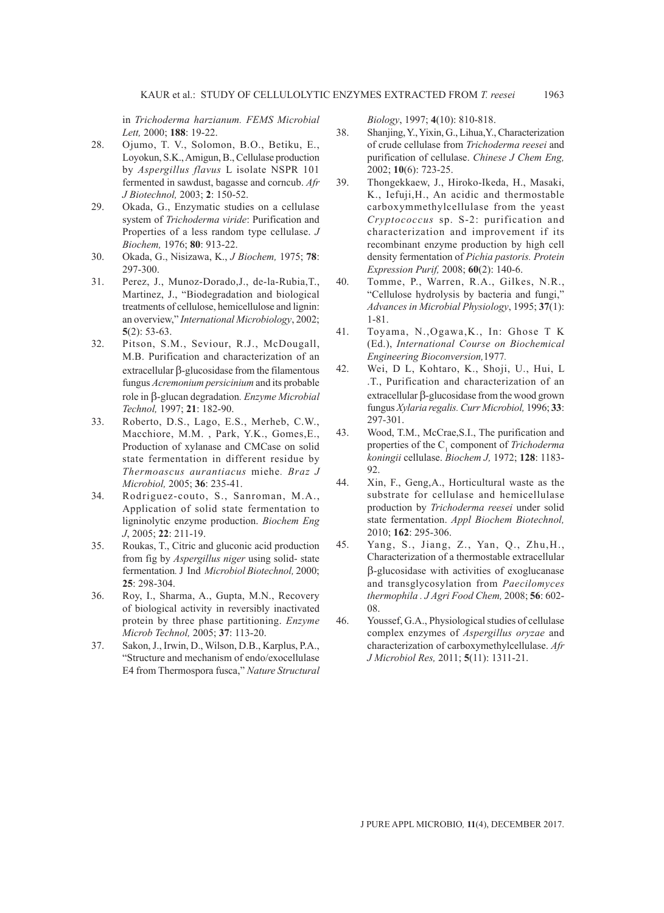in *Trichoderma harzianum. FEMS Microbial Lett,* 2000; **188**: 19-22.

28. Ojumo, T. V., Solomon, B.O., Betiku, E., Loyokun, S.K., Amigun, B., Cellulase production by *Aspergillus flavus* L isolate NSPR 101 fermented in sawdust, bagasse and corncub. *Afr J Biotechnol,* 2003; **2**: 150-52.
29. Okada, G., Enzymatic studies on a cellulase system of *Trichoderma viride*: Purification and Properties of a less random type cellulase. *J Biochem,* 1976; **80**: 913-22.
30. Okada, G., Nisizawa, K., *J Biochem,* 1975; **78**: 297-300.
31. Perez, J., Munoz-Dorado,J., de-la-Rubia,T., Martinez, J., "Biodegradation and biological treatments of cellulose, hemicellulose and lignin: an overview," *International Microbiology*, 2002; **5**(2): 53-63.
32. Pitson, S.M., Seviour, R.J., McDougall, M.B. Purification and characterization of an extracellular β-glucosidase from the filamentous fungus *Acremonium persicinium* and its probable role in β-glucan degradation*. Enzyme Microbial Technol,* 1997; **21**: 182-90.
33. Roberto, D.S., Lago, E.S., Merheb, C.W., Macchiore, M.M. , Park, Y.K., Gomes,E., Production of xylanase and CMCase on solid state fermentation in different residue by *Thermoascus aurantiacus* miehe*. Braz J Microbiol,* 2005; **36**: 235-41.
34. Rodriguez-couto, S., Sanroman, M.A., Application of solid state fermentation to ligninolytic enzyme production. *Biochem Eng J*, 2005; **22**: 211-19.
35. Roukas, T., Citric and gluconic acid production from fig by *Aspergillus niger* using solid- state fermentation*.* J Ind *Microbiol Biotechnol,* 2000; **25**: 298-304.
36. Roy, I., Sharma, A., Gupta, M.N., Recovery of biological activity in reversibly inactivated protein by three phase partitioning. *Enzyme Microb Technol,* 2005; **37**: 113-20.
37. Sakon, J., Irwin, D., Wilson, D.B., Karplus, P.A., "Structure and mechanism of endo/exocellulase E4 from Thermospora fusca," *Nature Structural Biology*, 1997; **4**(10): 810-818.
38. Shanjing, Y., Yixin, G., Lihua,Y., Characterization of crude cellulase from *Trichoderma reesei* and purification of cellulase. *Chinese J Chem Eng,* 2002; **10**(6): 723-25.
39. Thongekkaew, J., Hiroko-Ikeda, H., Masaki, K., Iefuji,H., An acidic and thermostable carboxymmethylcellulase from the yeast *Cryptococcus* sp. S-2: purification and characterization and improvement if its recombinant enzyme production by high cell density fermentation of *Pichia pastoris. Protein Expression Purif,* 2008; **60**(2): 140-6.
40. Tomme, P., Warren, R.A., Gilkes, N.R., "Cellulose hydrolysis by bacteria and fungi," *Advances in Microbial Physiology*, 1995; **37**(1): 1-81.
41. Toyama, N.,Ogawa,K., In: Ghose T K (Ed.), *International Course on Biochemical Engineering Bioconversion,*1977*.*
42. Wei, D L, Kohtaro, K., Shoji, U., Hui, L .T., Purification and characterization of an extracellular β-glucosidase from the wood grown fungus *Xylaria regalis. Curr Microbiol,* 1996; **33**: 297-301.
43. Wood, T.M., McCrae,S.I., The purification and properties of the $C_1$ component of *Trichoderma koningii* cellulase. *Biochem J,* 1972; **128**: 1183-92.
44. Xin, F., Geng,A., Horticultural waste as the substrate for cellulase and hemicellulase production by *Trichoderma reesei* under solid state fermentation. *Appl Biochem Biotechnol,* 2010; **162**: 295-306.
45. Yang, S., Jiang, Z., Yan, Q., Zhu,H., Characterization of a thermostable extracellular β-glucosidase with activities of exoglucanase and transglycosylation from *Paecilomyces thermophila . J Agri Food Chem,* 2008; **56**: 602-08.
46. Youssef, G.A., Physiological studies of cellulase complex enzymes of *Aspergillus oryzae* and characterization of carboxymethylcellulase. *Afr J Microbiol Res,* 2011; **5**(11): 1311-21.